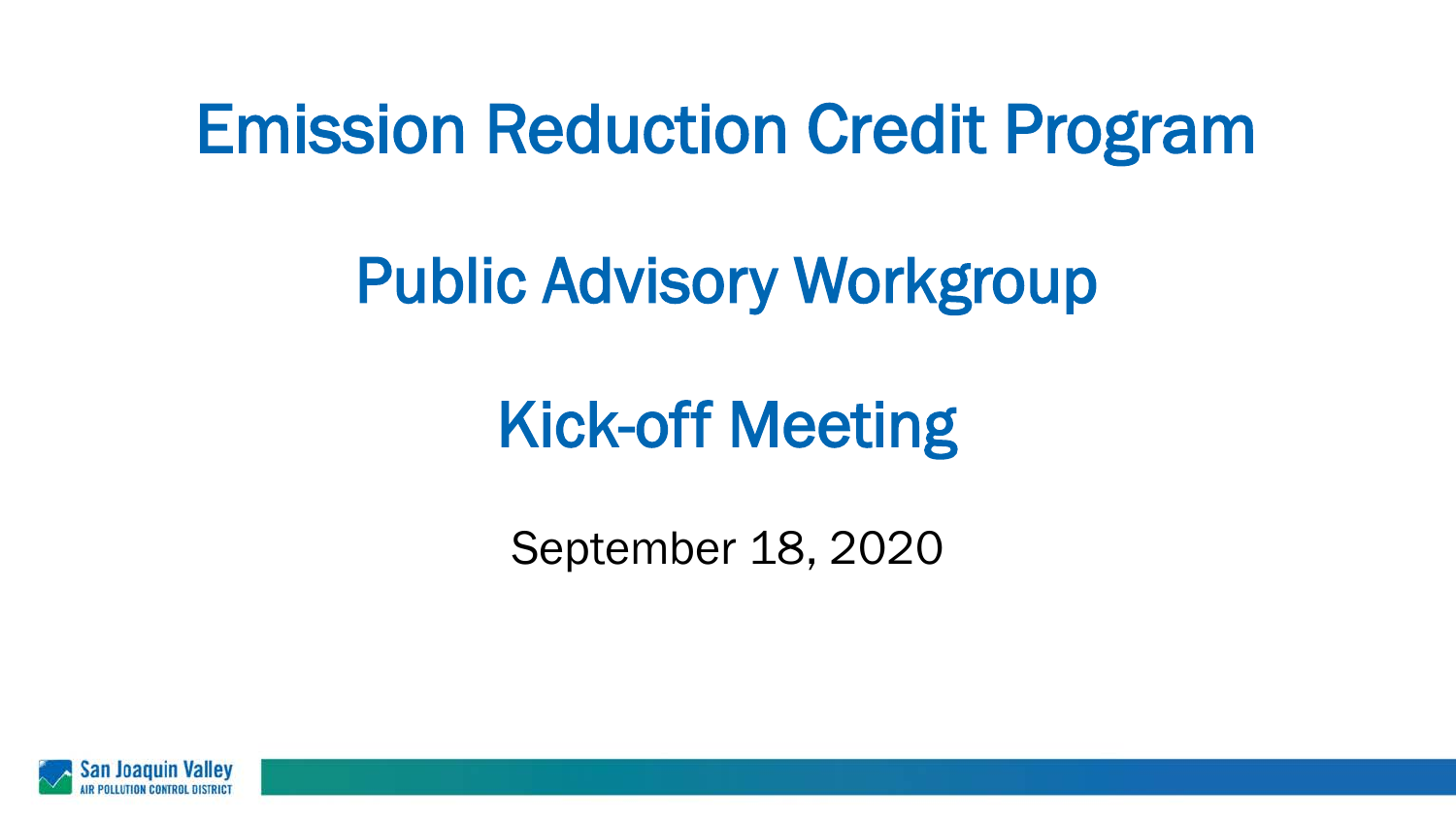# Emission Reduction Credit Program

## Public Advisory Workgroup

## Kick-off Meeting

September 18, 2020

San Joaquin Valley
AIR POLLUTION CONTROL DISTRICT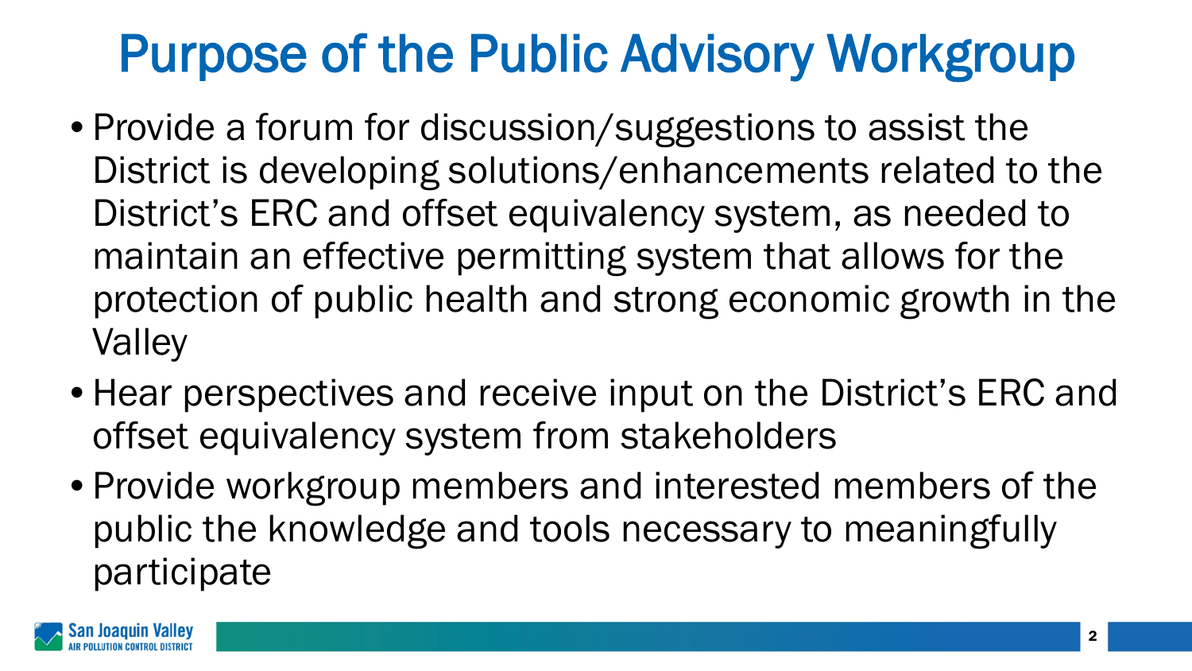# Purpose of the Public Advisory Workgroup

- Provide a forum for discussion/suggestions to assist the District is developing solutions/enhancements related to the District's ERC and offset equivalency system, as needed to maintain an effective permitting system that allows for the protection of public health and strong economic growth in the Valley
- Hear perspectives and receive input on the District's ERC and offset equivalency system from stakeholders
- Provide workgroup members and interested members of the public the knowledge and tools necessary to meaningfully participate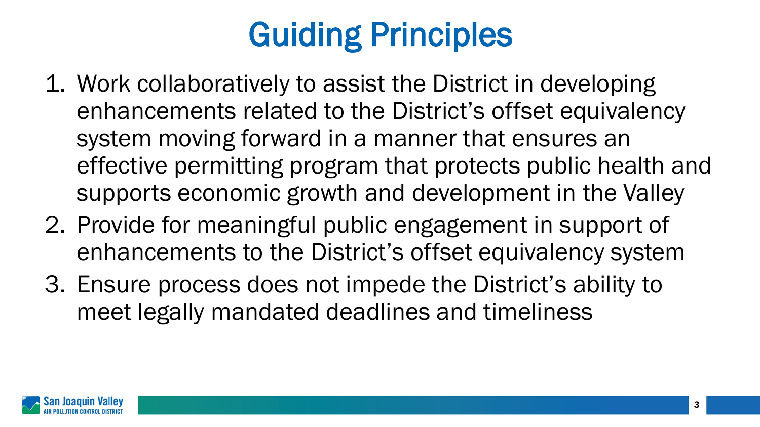# Guiding Principles

1. Work collaboratively to assist the District in developing enhancements related to the District's offset equivalency system moving forward in a manner that ensures an effective permitting program that protects public health and supports economic growth and development in the Valley
2. Provide for meaningful public engagement in support of enhancements to the District's offset equivalency system
3. Ensure process does not impede the District's ability to meet legally mandated deadlines and timeliness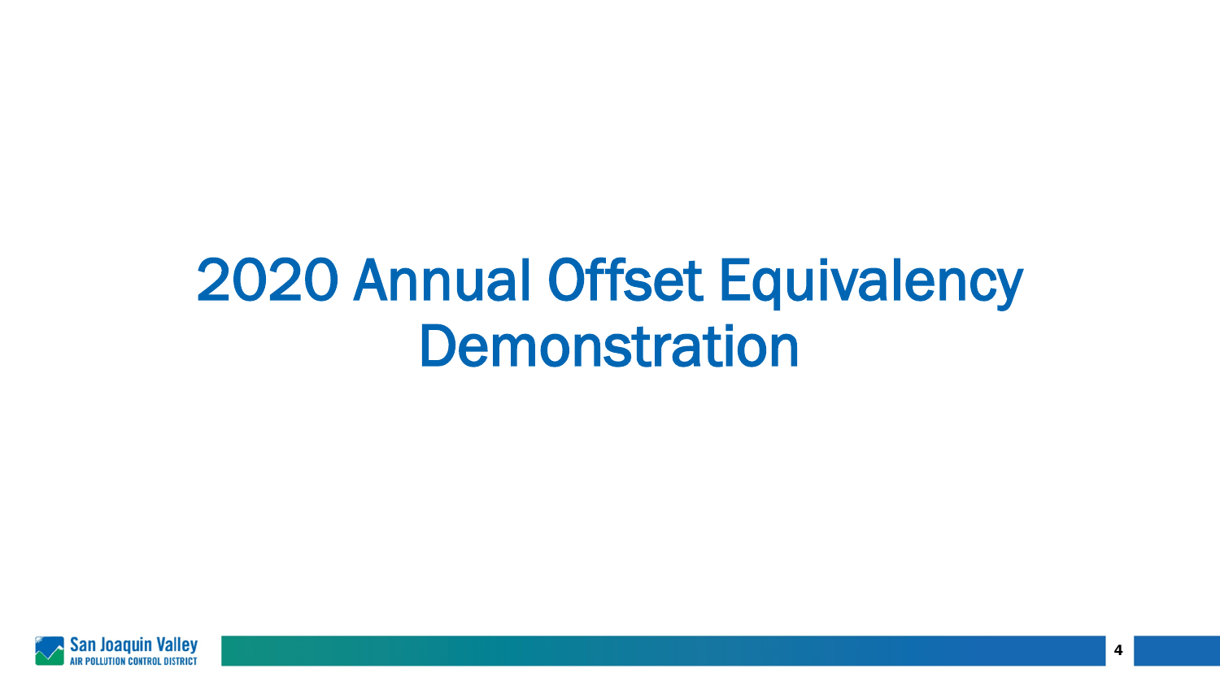# 2020 Annual Offset Equivalency Demonstration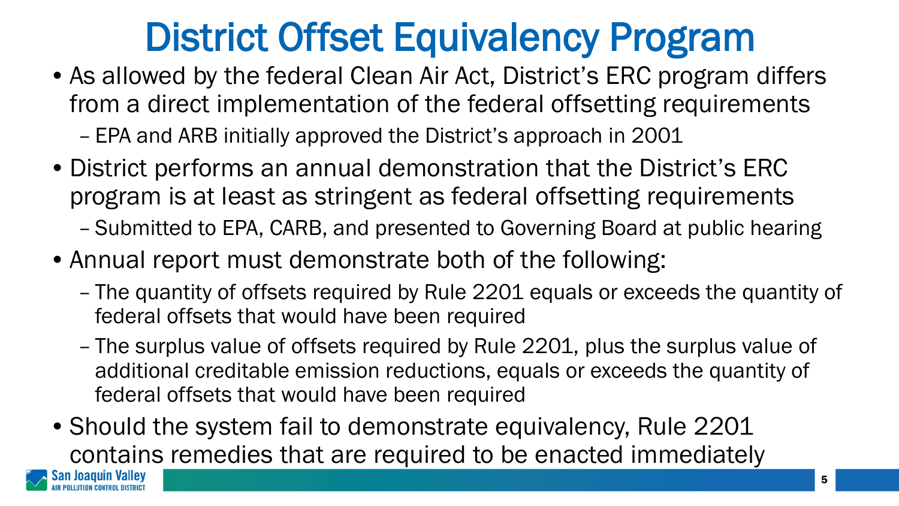# District Offset Equivalency Program

- As allowed by the federal Clean Air Act, District's ERC program differs from a direct implementation of the federal offsetting requirements
  - EPA and ARB initially approved the District's approach in 2001
- District performs an annual demonstration that the District's ERC program is at least as stringent as federal offsetting requirements
  - Submitted to EPA, CARB, and presented to Governing Board at public hearing
- Annual report must demonstrate both of the following:
  - The quantity of offsets required by Rule 2201 equals or exceeds the quantity of federal offsets that would have been required
  - The surplus value of offsets required by Rule 2201, plus the surplus value of additional creditable emission reductions, equals or exceeds the quantity of federal offsets that would have been required
- Should the system fail to demonstrate equivalency, Rule 2201 contains remedies that are required to be enacted immediately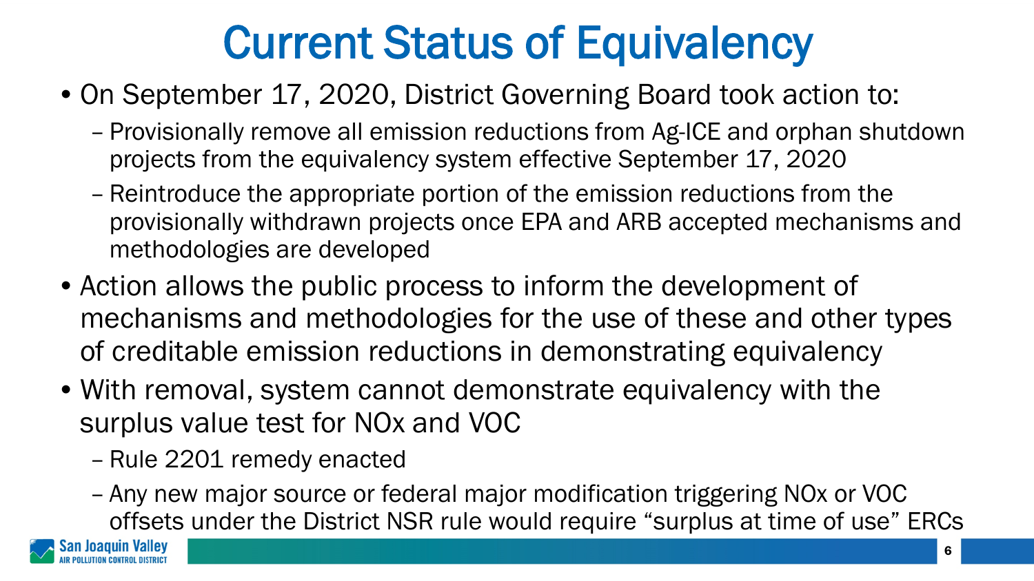# Current Status of Equivalency

- On September 17, 2020, District Governing Board took action to:
  - Provisionally remove all emission reductions from Ag-ICE and orphan shutdown projects from the equivalency system effective September 17, 2020
  - Reintroduce the appropriate portion of the emission reductions from the provisionally withdrawn projects once EPA and ARB accepted mechanisms and methodologies are developed
- Action allows the public process to inform the development of mechanisms and methodologies for the use of these and other types of creditable emission reductions in demonstrating equivalency
- With removal, system cannot demonstrate equivalency with the surplus value test for NOx and VOC
  - Rule 2201 remedy enacted
  - Any new major source or federal major modification triggering NOx or VOC offsets under the District NSR rule would require "surplus at time of use" ERCs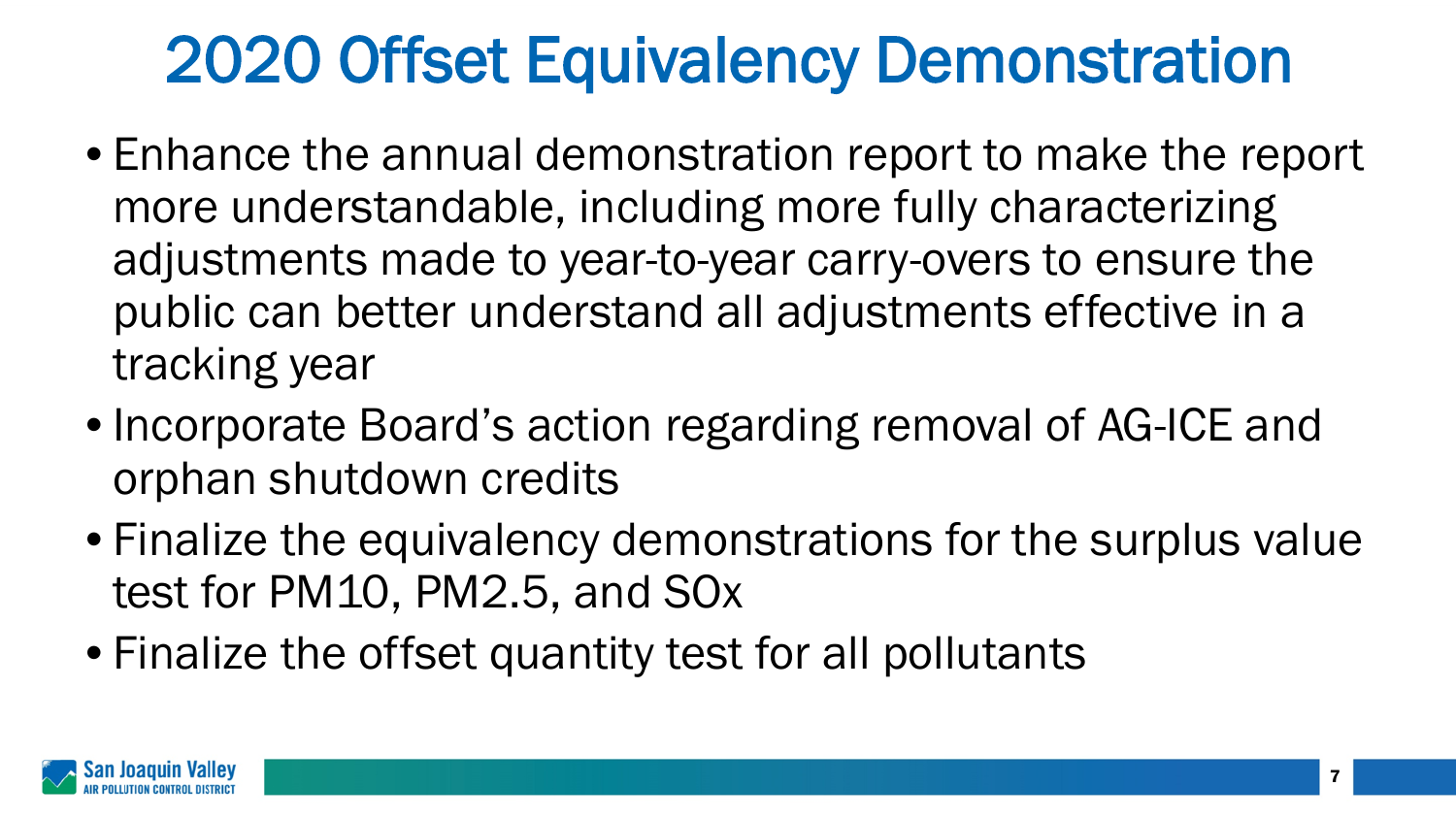# 2020 Offset Equivalency Demonstration

- Enhance the annual demonstration report to make the report more understandable, including more fully characterizing adjustments made to year-to-year carry-overs to ensure the public can better understand all adjustments effective in a tracking year
- Incorporate Board's action regarding removal of AG-ICE and orphan shutdown credits
- Finalize the equivalency demonstrations for the surplus value test for PM10, PM2.5, and SOx
- Finalize the offset quantity test for all pollutants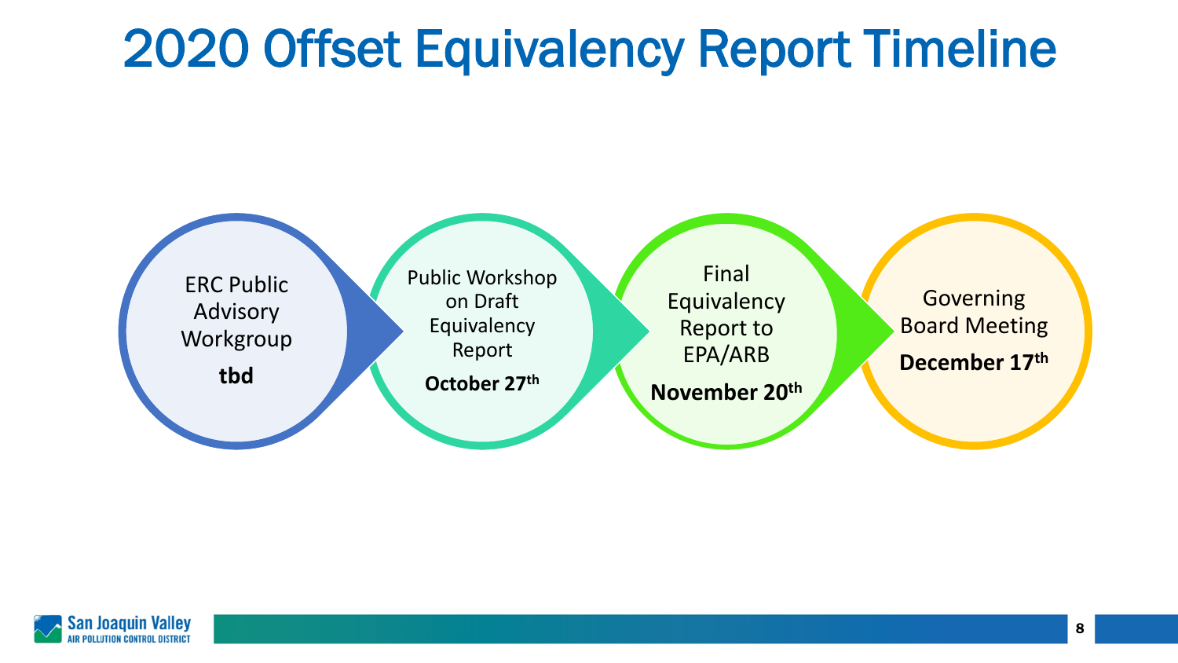# 2020 Offset Equivalency Report Timeline

1. ERC Public Advisory Workgroup
   **tbd**
2. Public Workshop on Draft Equivalency Report
   **October 27th**
3. Final Equivalency Report to EPA/ARB
   **November 20th**
4. Governing Board Meeting
   **December 17th**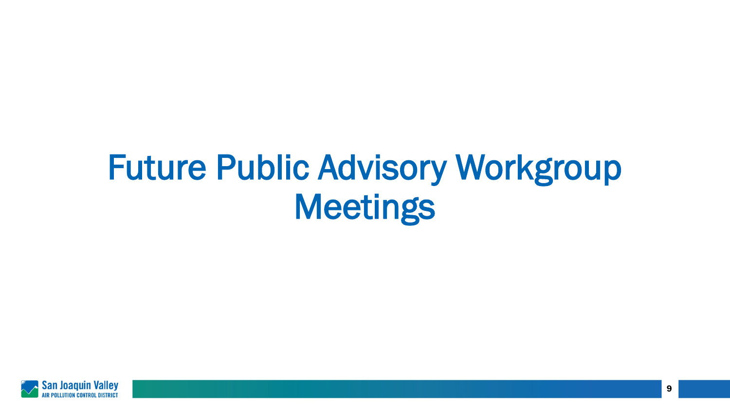# Future Public Advisory Workgroup Meetings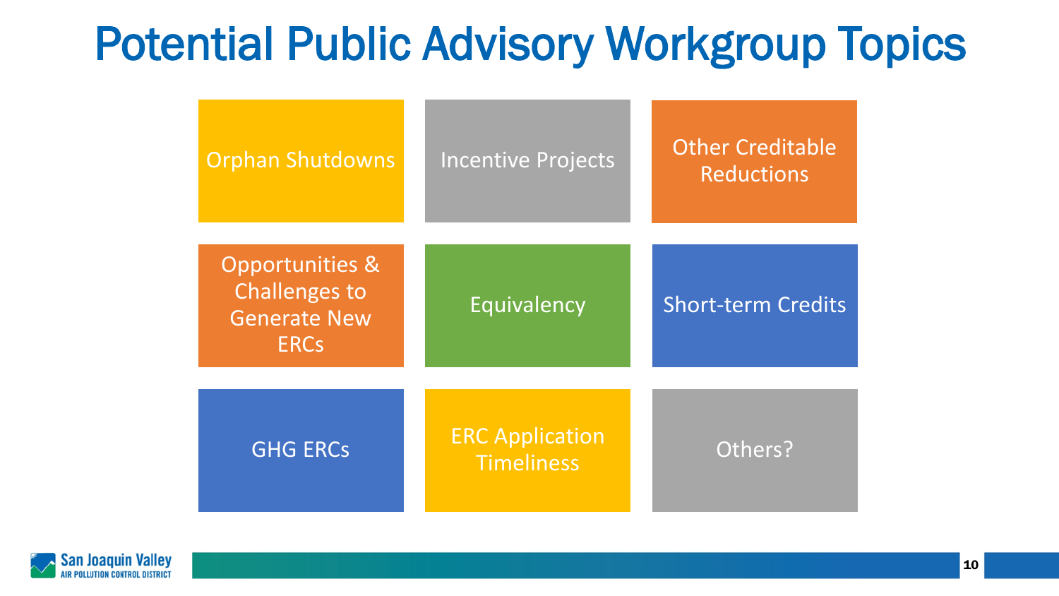# Potential Public Advisory Workgroup Topics

- Orphan Shutdowns
- Incentive Projects
- Other Creditable Reductions
- Opportunities & Challenges to Generate New ERCs
- Equivalency
- Short-term Credits
- GHG ERCs
- ERC Application Timeliness
- Others?